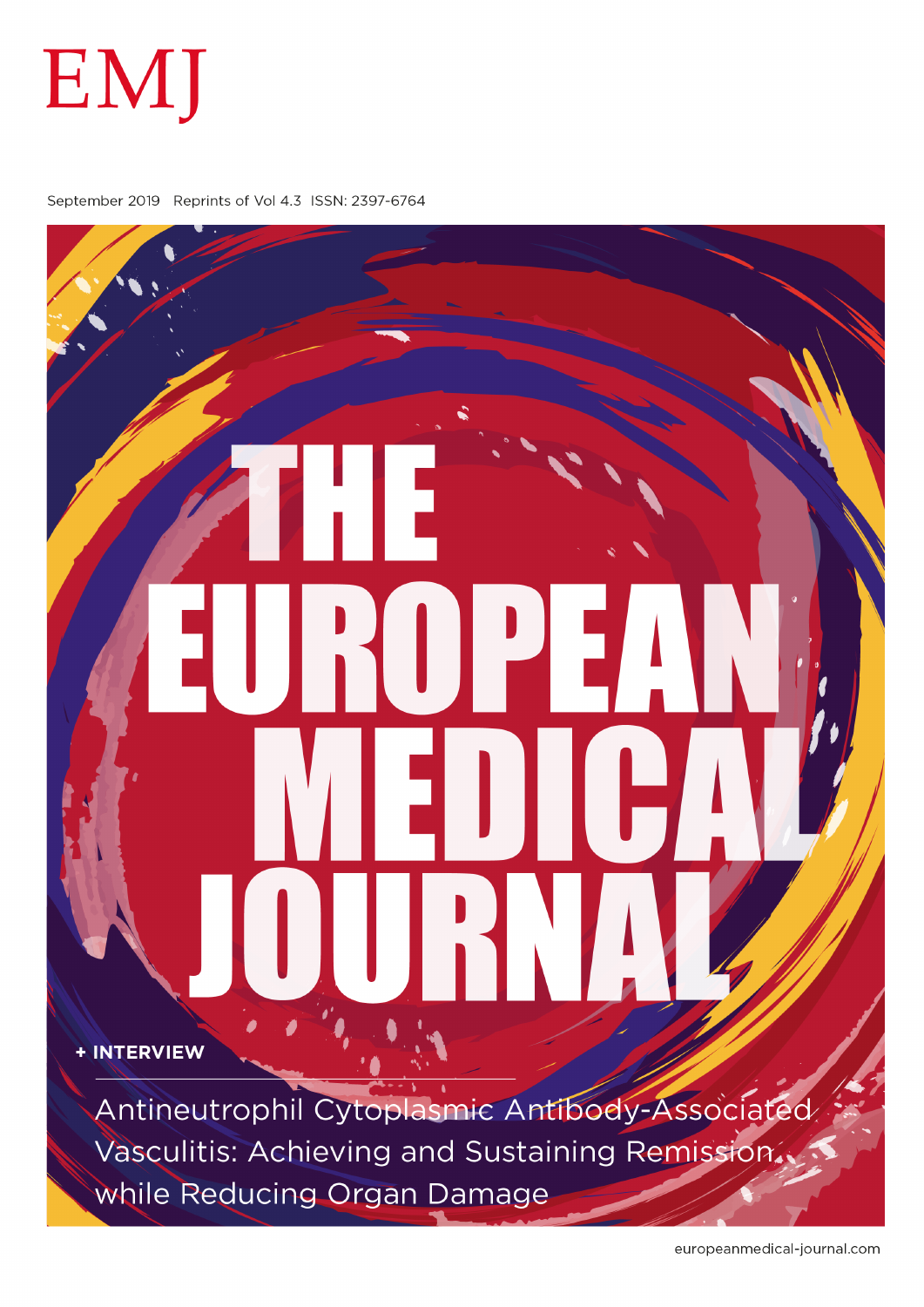EMJ

September 2019 Reprints of Vol 4.3 ISSN: 2397-6764

# THE EUROPEAN MEDICAL JOURNAL

**+ INTERVIEW**

Antineutrophil Cytoplasmic Antibody-Associated Vasculitis: Achieving and Sustaining Remission while Reducing Organ Damage

europeanmedical-journal.com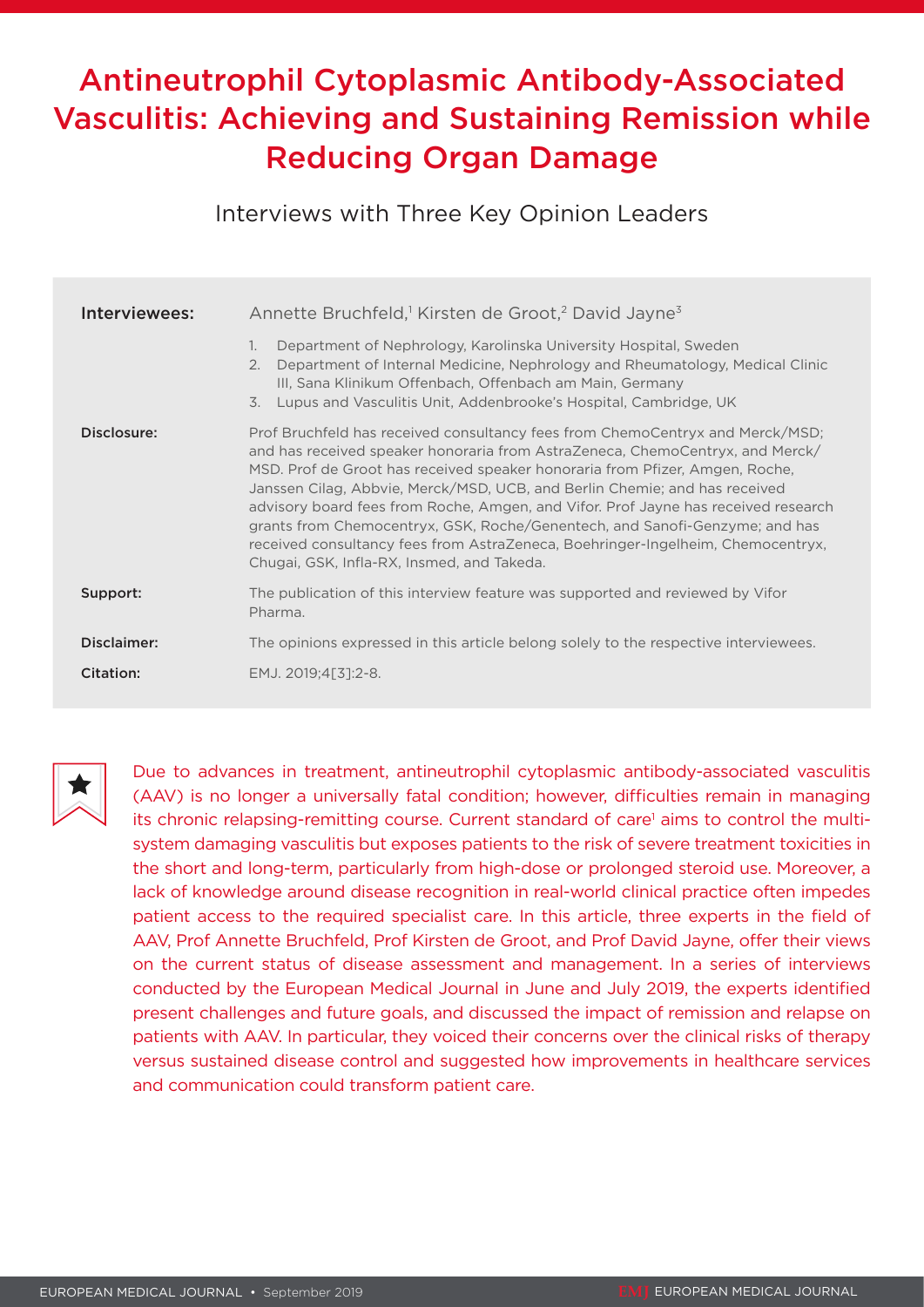# Antineutrophil Cytoplasmic Antibody-Associated Vasculitis: Achieving and Sustaining Remission while Reducing Organ Damage

Interviews with Three Key Opinion Leaders

| | |
|---|---|
| **Interviewees:** | Annette Bruchfeld,[1] Kirsten de Groot,[2] David Jayne[3] <br> 1. Department of Nephrology, Karolinska University Hospital, Sweden <br> 2. Department of Internal Medicine, Nephrology and Rheumatology, Medical Clinic III, Sana Klinikum Offenbach, Offenbach am Main, Germany <br> 3. Lupus and Vasculitis Unit, Addenbrooke's Hospital, Cambridge, UK |
| **Disclosure:** | Prof Bruchfeld has received consultancy fees from ChemoCentryx and Merck/MSD; and has received speaker honoraria from AstraZeneca, ChemoCentryx, and Merck/MSD. Prof de Groot has received speaker honoraria from Pfizer, Amgen, Roche, Janssen Cilag, Abbvie, Merck/MSD, UCB, and Berlin Chemie; and has received advisory board fees from Roche, Amgen, and Vifor. Prof Jayne has received research grants from Chemocentryx, GSK, Roche/Genentech, and Sanofi-Genzyme; and has received consultancy fees from AstraZeneca, Boehringer-Ingelheim, Chemocentryx, Chugai, GSK, Infla-RX, Insmed, and Takeda. |
| **Support:** | The publication of this interview feature was supported and reviewed by Vifor Pharma. |
| **Disclaimer:** | The opinions expressed in this article belong solely to the respective interviewees. |
| **Citation:** | EMJ. 2019;4[3]:2-8. |

Due to advances in treatment, antineutrophil cytoplasmic antibody-associated vasculitis (AAV) is no longer a universally fatal condition; however, difficulties remain in managing its chronic relapsing-remitting course. Current standard of care[1] aims to control the multi-system damaging vasculitis but exposes patients to the risk of severe treatment toxicities in the short and long-term, particularly from high-dose or prolonged steroid use. Moreover, a lack of knowledge around disease recognition in real-world clinical practice often impedes patient access to the required specialist care. In this article, three experts in the field of AAV, Prof Annette Bruchfeld, Prof Kirsten de Groot, and Prof David Jayne, offer their views on the current status of disease assessment and management. In a series of interviews conducted by the European Medical Journal in June and July 2019, the experts identified present challenges and future goals, and discussed the impact of remission and relapse on patients with AAV. In particular, they voiced their concerns over the clinical risks of therapy versus sustained disease control and suggested how improvements in healthcare services and communication could transform patient care.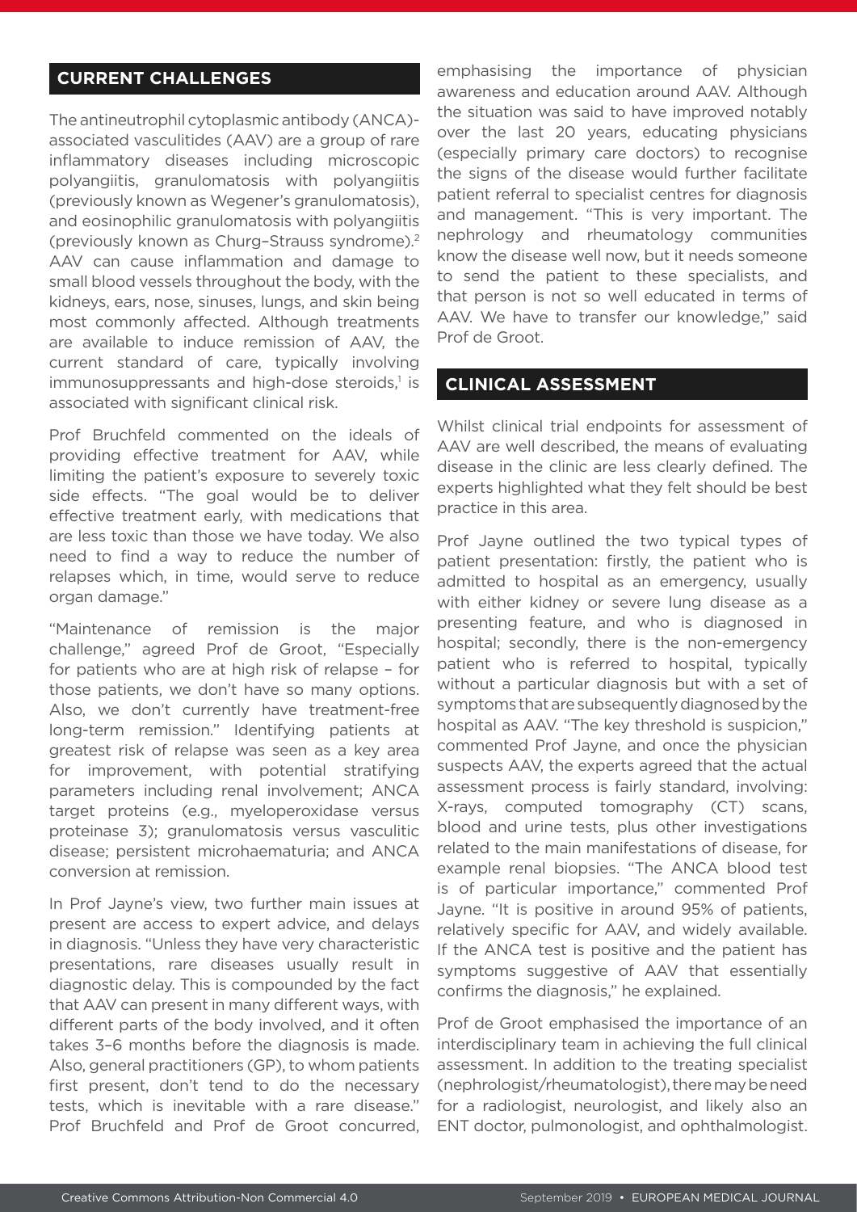## CURRENT CHALLENGES

The antineutrophil cytoplasmic antibody (ANCA)-associated vasculitides (AAV) are a group of rare inflammatory diseases including microscopic polyangiitis, granulomatosis with polyangiitis (previously known as Wegener's granulomatosis), and eosinophilic granulomatosis with polyangiitis (previously known as Churg–Strauss syndrome).[2] AAV can cause inflammation and damage to small blood vessels throughout the body, with the kidneys, ears, nose, sinuses, lungs, and skin being most commonly affected. Although treatments are available to induce remission of AAV, the current standard of care, typically involving immunosuppressants and high-dose steroids,[1] is associated with significant clinical risk.

Prof Bruchfeld commented on the ideals of providing effective treatment for AAV, while limiting the patient's exposure to severely toxic side effects. "The goal would be to deliver effective treatment early, with medications that are less toxic than those we have today. We also need to find a way to reduce the number of relapses which, in time, would serve to reduce organ damage."

"Maintenance of remission is the major challenge," agreed Prof de Groot, "Especially for patients who are at high risk of relapse – for those patients, we don't have so many options. Also, we don't currently have treatment-free long-term remission." Identifying patients at greatest risk of relapse was seen as a key area for improvement, with potential stratifying parameters including renal involvement; ANCA target proteins (e.g., myeloperoxidase versus proteinase 3); granulomatosis versus vasculitic disease; persistent microhaematuria; and ANCA conversion at remission.

In Prof Jayne's view, two further main issues at present are access to expert advice, and delays in diagnosis. "Unless they have very characteristic presentations, rare diseases usually result in diagnostic delay. This is compounded by the fact that AAV can present in many different ways, with different parts of the body involved, and it often takes 3–6 months before the diagnosis is made. Also, general practitioners (GP), to whom patients first present, don't tend to do the necessary tests, which is inevitable with a rare disease." Prof Bruchfeld and Prof de Groot concurred, emphasising the importance of physician awareness and education around AAV. Although the situation was said to have improved notably over the last 20 years, educating physicians (especially primary care doctors) to recognise the signs of the disease would further facilitate patient referral to specialist centres for diagnosis and management. "This is very important. The nephrology and rheumatology communities know the disease well now, but it needs someone to send the patient to these specialists, and that person is not so well educated in terms of AAV. We have to transfer our knowledge," said Prof de Groot.

## CLINICAL ASSESSMENT

Whilst clinical trial endpoints for assessment of AAV are well described, the means of evaluating disease in the clinic are less clearly defined. The experts highlighted what they felt should be best practice in this area.

Prof Jayne outlined the two typical types of patient presentation: firstly, the patient who is admitted to hospital as an emergency, usually with either kidney or severe lung disease as a presenting feature, and who is diagnosed in hospital; secondly, there is the non-emergency patient who is referred to hospital, typically without a particular diagnosis but with a set of symptoms that are subsequently diagnosed by the hospital as AAV. "The key threshold is suspicion," commented Prof Jayne, and once the physician suspects AAV, the experts agreed that the actual assessment process is fairly standard, involving: X-rays, computed tomography (CT) scans, blood and urine tests, plus other investigations related to the main manifestations of disease, for example renal biopsies. "The ANCA blood test is of particular importance," commented Prof Jayne. "It is positive in around 95% of patients, relatively specific for AAV, and widely available. If the ANCA test is positive and the patient has symptoms suggestive of AAV that essentially confirms the diagnosis," he explained.

Prof de Groot emphasised the importance of an interdisciplinary team in achieving the full clinical assessment. In addition to the treating specialist (nephrologist/rheumatologist), there may be need for a radiologist, neurologist, and likely also an ENT doctor, pulmonologist, and ophthalmologist.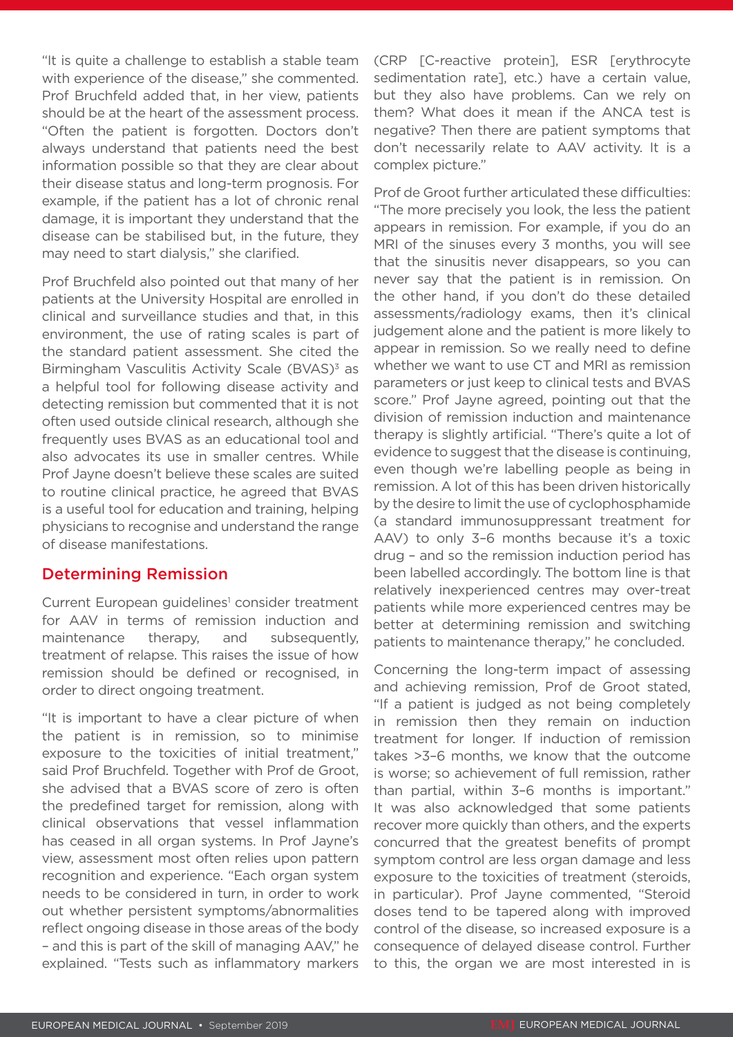"It is quite a challenge to establish a stable team with experience of the disease," she commented. Prof Bruchfeld added that, in her view, patients should be at the heart of the assessment process. "Often the patient is forgotten. Doctors don't always understand that patients need the best information possible so that they are clear about their disease status and long-term prognosis. For example, if the patient has a lot of chronic renal damage, it is important they understand that the disease can be stabilised but, in the future, they may need to start dialysis," she clarified.

Prof Bruchfeld also pointed out that many of her patients at the University Hospital are enrolled in clinical and surveillance studies and that, in this environment, the use of rating scales is part of the standard patient assessment. She cited the Birmingham Vasculitis Activity Scale (BVAS)[3] as a helpful tool for following disease activity and detecting remission but commented that it is not often used outside clinical research, although she frequently uses BVAS as an educational tool and also advocates its use in smaller centres. While Prof Jayne doesn't believe these scales are suited to routine clinical practice, he agreed that BVAS is a useful tool for education and training, helping physicians to recognise and understand the range of disease manifestations.

## Determining Remission

Current European guidelines[1] consider treatment for AAV in terms of remission induction and maintenance therapy, and subsequently, treatment of relapse. This raises the issue of how remission should be defined or recognised, in order to direct ongoing treatment.

"It is important to have a clear picture of when the patient is in remission, so to minimise exposure to the toxicities of initial treatment," said Prof Bruchfeld. Together with Prof de Groot, she advised that a BVAS score of zero is often the predefined target for remission, along with clinical observations that vessel inflammation has ceased in all organ systems. In Prof Jayne's view, assessment most often relies upon pattern recognition and experience. "Each organ system needs to be considered in turn, in order to work out whether persistent symptoms/abnormalities reflect ongoing disease in those areas of the body – and this is part of the skill of managing AAV," he explained. "Tests such as inflammatory markers (CRP [C-reactive protein], ESR [erythrocyte sedimentation rate], etc.) have a certain value, but they also have problems. Can we rely on them? What does it mean if the ANCA test is negative? Then there are patient symptoms that don't necessarily relate to AAV activity. It is a complex picture."

Prof de Groot further articulated these difficulties: "The more precisely you look, the less the patient appears in remission. For example, if you do an MRI of the sinuses every 3 months, you will see that the sinusitis never disappears, so you can never say that the patient is in remission. On the other hand, if you don't do these detailed assessments/radiology exams, then it's clinical judgement alone and the patient is more likely to appear in remission. So we really need to define whether we want to use CT and MRI as remission parameters or just keep to clinical tests and BVAS score." Prof Jayne agreed, pointing out that the division of remission induction and maintenance therapy is slightly artificial. "There's quite a lot of evidence to suggest that the disease is continuing, even though we're labelling people as being in remission. A lot of this has been driven historically by the desire to limit the use of cyclophosphamide (a standard immunosuppressant treatment for AAV) to only 3–6 months because it's a toxic drug – and so the remission induction period has been labelled accordingly. The bottom line is that relatively inexperienced centres may over-treat patients while more experienced centres may be better at determining remission and switching patients to maintenance therapy," he concluded.

Concerning the long-term impact of assessing and achieving remission, Prof de Groot stated, "If a patient is judged as not being completely in remission then they remain on induction treatment for longer. If induction of remission takes >3–6 months, we know that the outcome is worse; so achievement of full remission, rather than partial, within 3–6 months is important." It was also acknowledged that some patients recover more quickly than others, and the experts concurred that the greatest benefits of prompt symptom control are less organ damage and less exposure to the toxicities of treatment (steroids, in particular). Prof Jayne commented, "Steroid doses tend to be tapered along with improved control of the disease, so increased exposure is a consequence of delayed disease control. Further to this, the organ we are most interested in is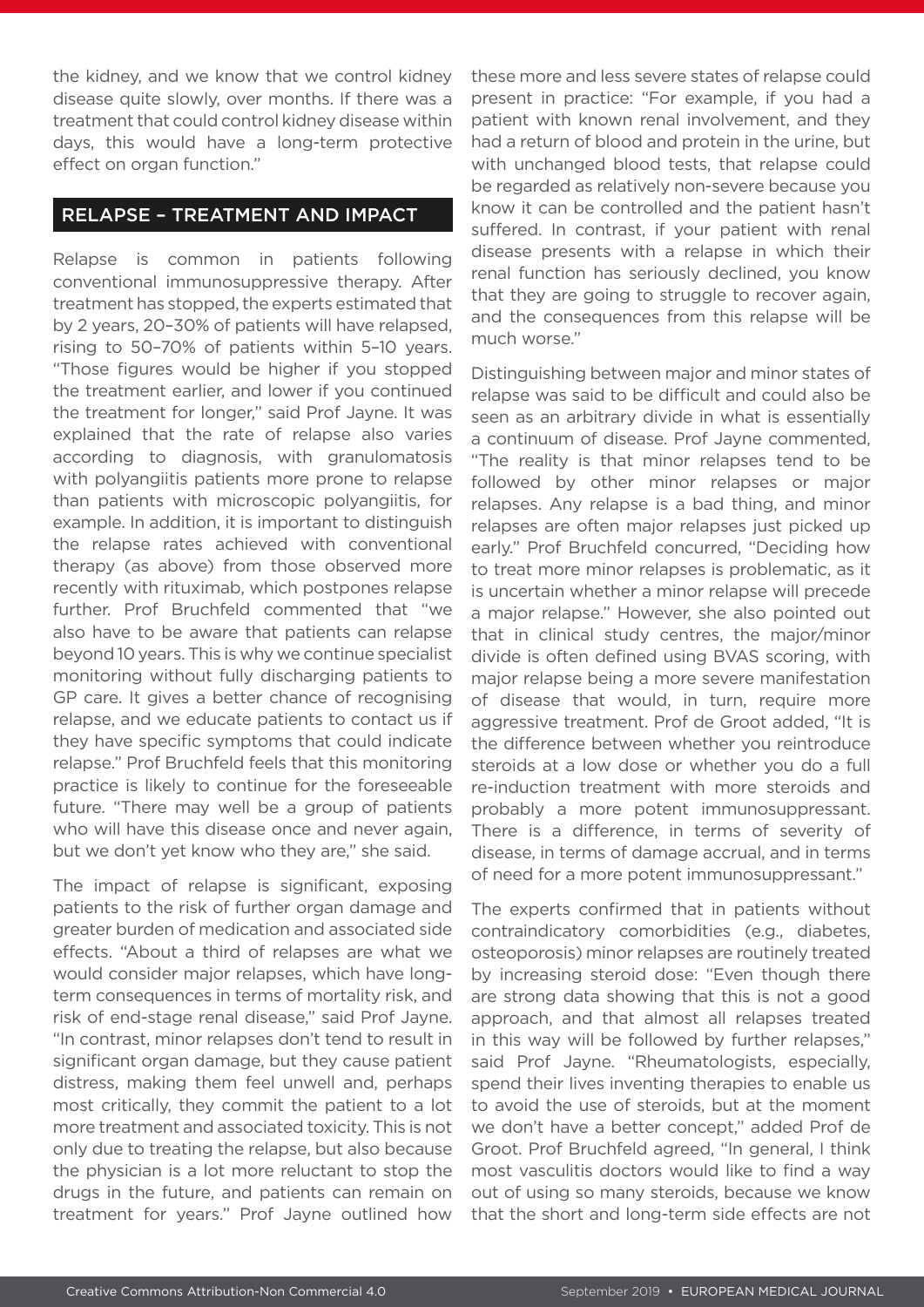the kidney, and we know that we control kidney disease quite slowly, over months. If there was a treatment that could control kidney disease within days, this would have a long-term protective effect on organ function."

## RELAPSE – TREATMENT AND IMPACT

Relapse is common in patients following conventional immunosuppressive therapy. After treatment has stopped, the experts estimated that by 2 years, 20–30% of patients will have relapsed, rising to 50–70% of patients within 5–10 years. "Those figures would be higher if you stopped the treatment earlier, and lower if you continued the treatment for longer," said Prof Jayne. It was explained that the rate of relapse also varies according to diagnosis, with granulomatosis with polyangiitis patients more prone to relapse than patients with microscopic polyangiitis, for example. In addition, it is important to distinguish the relapse rates achieved with conventional therapy (as above) from those observed more recently with rituximab, which postpones relapse further. Prof Bruchfeld commented that "we also have to be aware that patients can relapse beyond 10 years. This is why we continue specialist monitoring without fully discharging patients to GP care. It gives a better chance of recognising relapse, and we educate patients to contact us if they have specific symptoms that could indicate relapse." Prof Bruchfeld feels that this monitoring practice is likely to continue for the foreseeable future. "There may well be a group of patients who will have this disease once and never again, but we don't yet know who they are," she said.

The impact of relapse is significant, exposing patients to the risk of further organ damage and greater burden of medication and associated side effects. "About a third of relapses are what we would consider major relapses, which have long-term consequences in terms of mortality risk, and risk of end-stage renal disease," said Prof Jayne. "In contrast, minor relapses don't tend to result in significant organ damage, but they cause patient distress, making them feel unwell and, perhaps most critically, they commit the patient to a lot more treatment and associated toxicity. This is not only due to treating the relapse, but also because the physician is a lot more reluctant to stop the drugs in the future, and patients can remain on treatment for years." Prof Jayne outlined how these more and less severe states of relapse could present in practice: "For example, if you had a patient with known renal involvement, and they had a return of blood and protein in the urine, but with unchanged blood tests, that relapse could be regarded as relatively non-severe because you know it can be controlled and the patient hasn't suffered. In contrast, if your patient with renal disease presents with a relapse in which their renal function has seriously declined, you know that they are going to struggle to recover again, and the consequences from this relapse will be much worse."

Distinguishing between major and minor states of relapse was said to be difficult and could also be seen as an arbitrary divide in what is essentially a continuum of disease. Prof Jayne commented, "The reality is that minor relapses tend to be followed by other minor relapses or major relapses. Any relapse is a bad thing, and minor relapses are often major relapses just picked up early." Prof Bruchfeld concurred, "Deciding how to treat more minor relapses is problematic, as it is uncertain whether a minor relapse will precede a major relapse." However, she also pointed out that in clinical study centres, the major/minor divide is often defined using BVAS scoring, with major relapse being a more severe manifestation of disease that would, in turn, require more aggressive treatment. Prof de Groot added, "It is the difference between whether you reintroduce steroids at a low dose or whether you do a full re-induction treatment with more steroids and probably a more potent immunosuppressant. There is a difference, in terms of severity of disease, in terms of damage accrual, and in terms of need for a more potent immunosuppressant."

The experts confirmed that in patients without contraindicatory comorbidities (e.g., diabetes, osteoporosis) minor relapses are routinely treated by increasing steroid dose: "Even though there are strong data showing that this is not a good approach, and that almost all relapses treated in this way will be followed by further relapses," said Prof Jayne. "Rheumatologists, especially, spend their lives inventing therapies to enable us to avoid the use of steroids, but at the moment we don't have a better concept," added Prof de Groot. Prof Bruchfeld agreed, "In general, I think most vasculitis doctors would like to find a way out of using so many steroids, because we know that the short and long-term side effects are not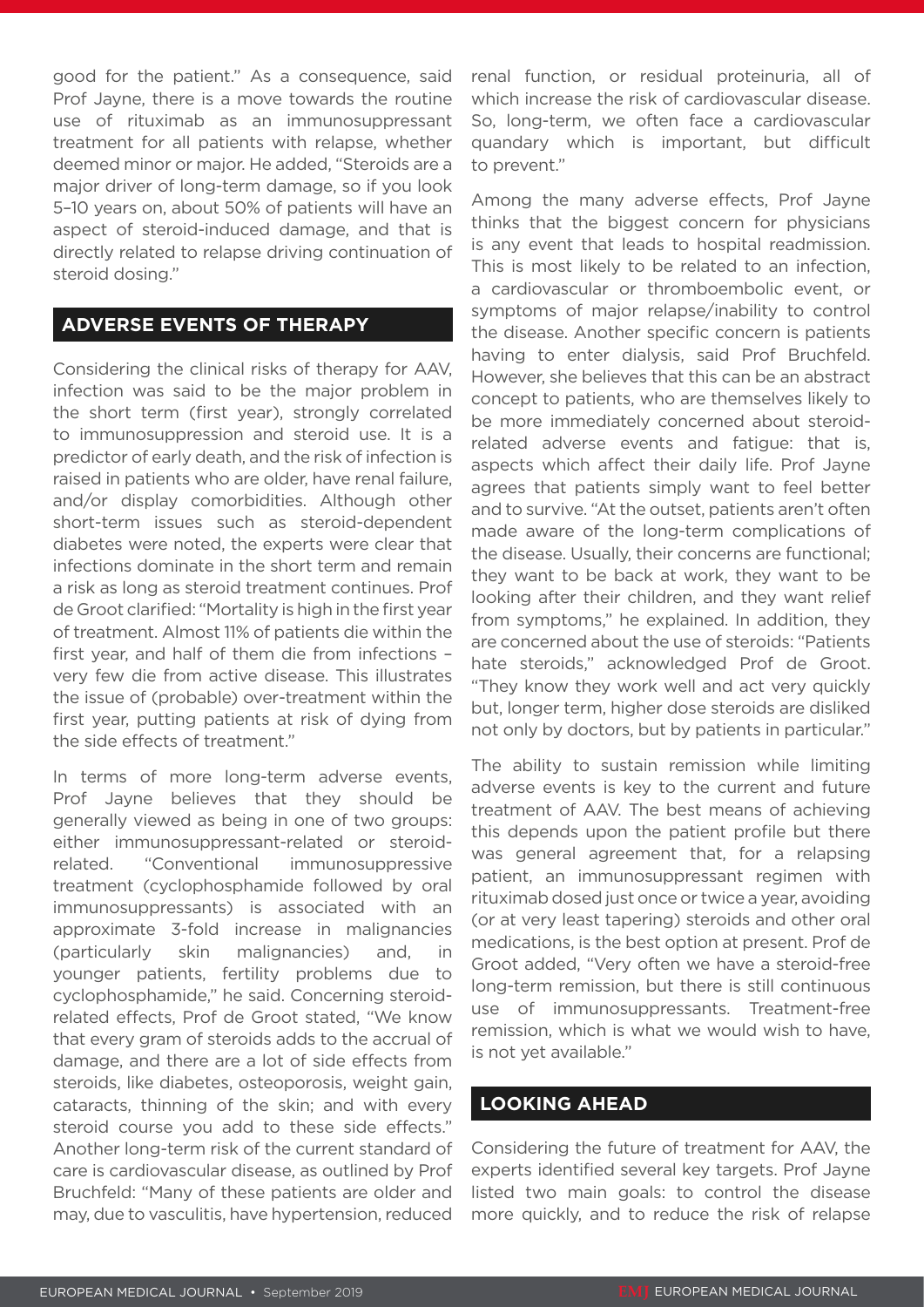good for the patient." As a consequence, said Prof Jayne, there is a move towards the routine use of rituximab as an immunosuppressant treatment for all patients with relapse, whether deemed minor or major. He added, "Steroids are a major driver of long-term damage, so if you look 5–10 years on, about 50% of patients will have an aspect of steroid-induced damage, and that is directly related to relapse driving continuation of steroid dosing."

## ADVERSE EVENTS OF THERAPY

Considering the clinical risks of therapy for AAV, infection was said to be the major problem in the short term (first year), strongly correlated to immunosuppression and steroid use. It is a predictor of early death, and the risk of infection is raised in patients who are older, have renal failure, and/or display comorbidities. Although other short-term issues such as steroid-dependent diabetes were noted, the experts were clear that infections dominate in the short term and remain a risk as long as steroid treatment continues. Prof de Groot clarified: "Mortality is high in the first year of treatment. Almost 11% of patients die within the first year, and half of them die from infections – very few die from active disease. This illustrates the issue of (probable) over-treatment within the first year, putting patients at risk of dying from the side effects of treatment."

In terms of more long-term adverse events, Prof Jayne believes that they should be generally viewed as being in one of two groups: either immunosuppressant-related or steroid-related. "Conventional immunosuppressive treatment (cyclophosphamide followed by oral immunosuppressants) is associated with an approximate 3-fold increase in malignancies (particularly skin malignancies) and, in younger patients, fertility problems due to cyclophosphamide," he said. Concerning steroid-related effects, Prof de Groot stated, "We know that every gram of steroids adds to the accrual of damage, and there are a lot of side effects from steroids, like diabetes, osteoporosis, weight gain, cataracts, thinning of the skin; and with every steroid course you add to these side effects." Another long-term risk of the current standard of care is cardiovascular disease, as outlined by Prof Bruchfeld: "Many of these patients are older and may, due to vasculitis, have hypertension, reduced renal function, or residual proteinuria, all of which increase the risk of cardiovascular disease. So, long-term, we often face a cardiovascular quandary which is important, but difficult to prevent."

Among the many adverse effects, Prof Jayne thinks that the biggest concern for physicians is any event that leads to hospital readmission. This is most likely to be related to an infection, a cardiovascular or thromboembolic event, or symptoms of major relapse/inability to control the disease. Another specific concern is patients having to enter dialysis, said Prof Bruchfeld. However, she believes that this can be an abstract concept to patients, who are themselves likely to be more immediately concerned about steroid-related adverse events and fatigue: that is, aspects which affect their daily life. Prof Jayne agrees that patients simply want to feel better and to survive. "At the outset, patients aren't often made aware of the long-term complications of the disease. Usually, their concerns are functional; they want to be back at work, they want to be looking after their children, and they want relief from symptoms," he explained. In addition, they are concerned about the use of steroids: "Patients hate steroids," acknowledged Prof de Groot. "They know they work well and act very quickly but, longer term, higher dose steroids are disliked not only by doctors, but by patients in particular."

The ability to sustain remission while limiting adverse events is key to the current and future treatment of AAV. The best means of achieving this depends upon the patient profile but there was general agreement that, for a relapsing patient, an immunosuppressant regimen with rituximab dosed just once or twice a year, avoiding (or at very least tapering) steroids and other oral medications, is the best option at present. Prof de Groot added, "Very often we have a steroid-free long-term remission, but there is still continuous use of immunosuppressants. Treatment-free remission, which is what we would wish to have, is not yet available."

## LOOKING AHEAD

Considering the future of treatment for AAV, the experts identified several key targets. Prof Jayne listed two main goals: to control the disease more quickly, and to reduce the risk of relapse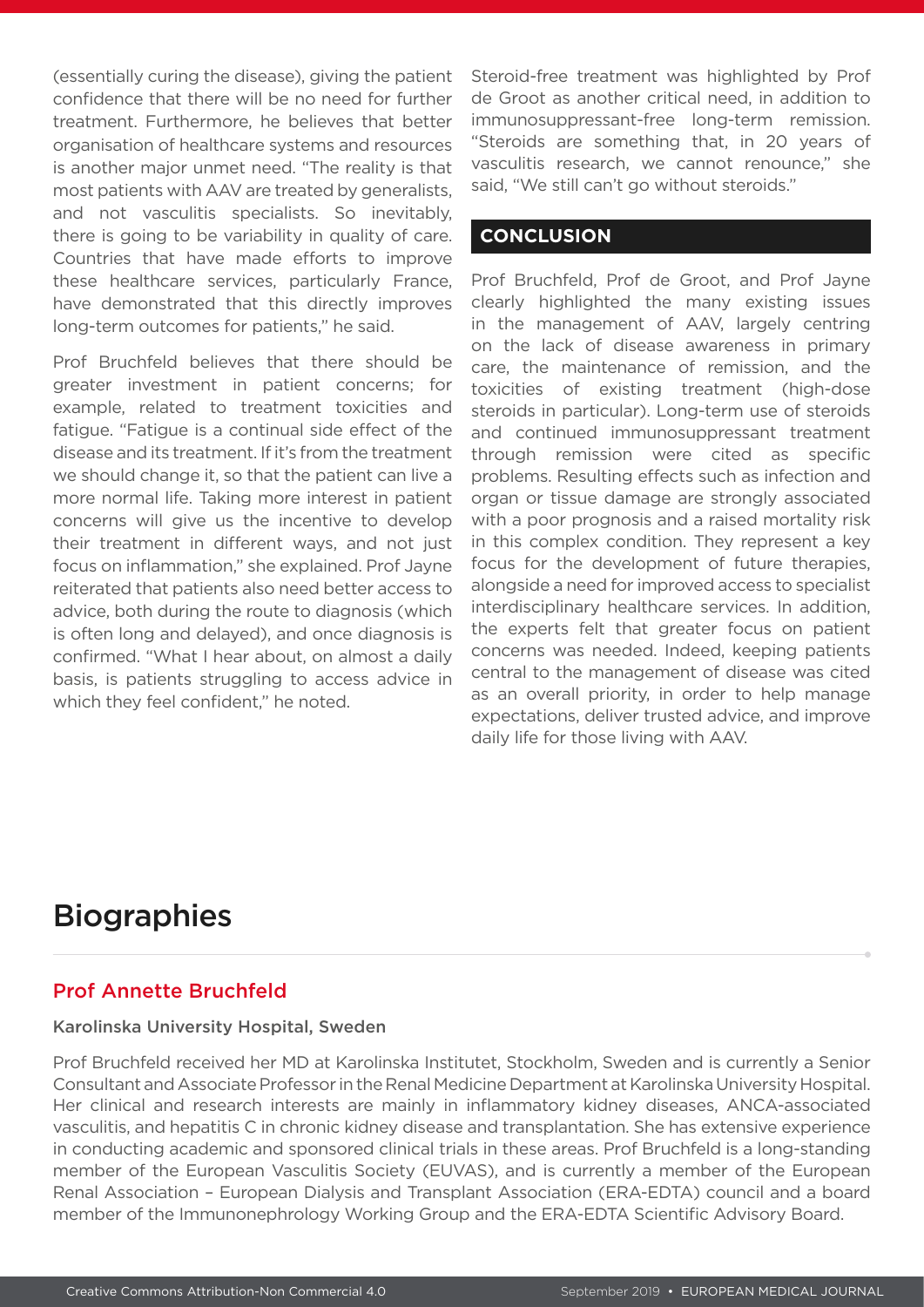(essentially curing the disease), giving the patient confidence that there will be no need for further treatment. Furthermore, he believes that better organisation of healthcare systems and resources is another major unmet need. "The reality is that most patients with AAV are treated by generalists, and not vasculitis specialists. So inevitably, there is going to be variability in quality of care. Countries that have made efforts to improve these healthcare services, particularly France, have demonstrated that this directly improves long-term outcomes for patients," he said.

Prof Bruchfeld believes that there should be greater investment in patient concerns; for example, related to treatment toxicities and fatigue. "Fatigue is a continual side effect of the disease and its treatment. If it's from the treatment we should change it, so that the patient can live a more normal life. Taking more interest in patient concerns will give us the incentive to develop their treatment in different ways, and not just focus on inflammation," she explained. Prof Jayne reiterated that patients also need better access to advice, both during the route to diagnosis (which is often long and delayed), and once diagnosis is confirmed. "What I hear about, on almost a daily basis, is patients struggling to access advice in which they feel confident," he noted.

Steroid-free treatment was highlighted by Prof de Groot as another critical need, in addition to immunosuppressant-free long-term remission. "Steroids are something that, in 20 years of vasculitis research, we cannot renounce," she said, "We still can't go without steroids."

## CONCLUSION

Prof Bruchfeld, Prof de Groot, and Prof Jayne clearly highlighted the many existing issues in the management of AAV, largely centring on the lack of disease awareness in primary care, the maintenance of remission, and the toxicities of existing treatment (high-dose steroids in particular). Long-term use of steroids and continued immunosuppressant treatment through remission were cited as specific problems. Resulting effects such as infection and organ or tissue damage are strongly associated with a poor prognosis and a raised mortality risk in this complex condition. They represent a key focus for the development of future therapies, alongside a need for improved access to specialist interdisciplinary healthcare services. In addition, the experts felt that greater focus on patient concerns was needed. Indeed, keeping patients central to the management of disease was cited as an overall priority, in order to help manage expectations, deliver trusted advice, and improve daily life for those living with AAV.

# Biographies

### Prof Annette Bruchfeld

Karolinska University Hospital, Sweden

Prof Bruchfeld received her MD at Karolinska Institutet, Stockholm, Sweden and is currently a Senior Consultant and Associate Professor in the Renal Medicine Department at Karolinska University Hospital. Her clinical and research interests are mainly in inflammatory kidney diseases, ANCA-associated vasculitis, and hepatitis C in chronic kidney disease and transplantation. She has extensive experience in conducting academic and sponsored clinical trials in these areas. Prof Bruchfeld is a long-standing member of the European Vasculitis Society (EUVAS), and is currently a member of the European Renal Association – European Dialysis and Transplant Association (ERA-EDTA) council and a board member of the Immunonephrology Working Group and the ERA-EDTA Scientific Advisory Board.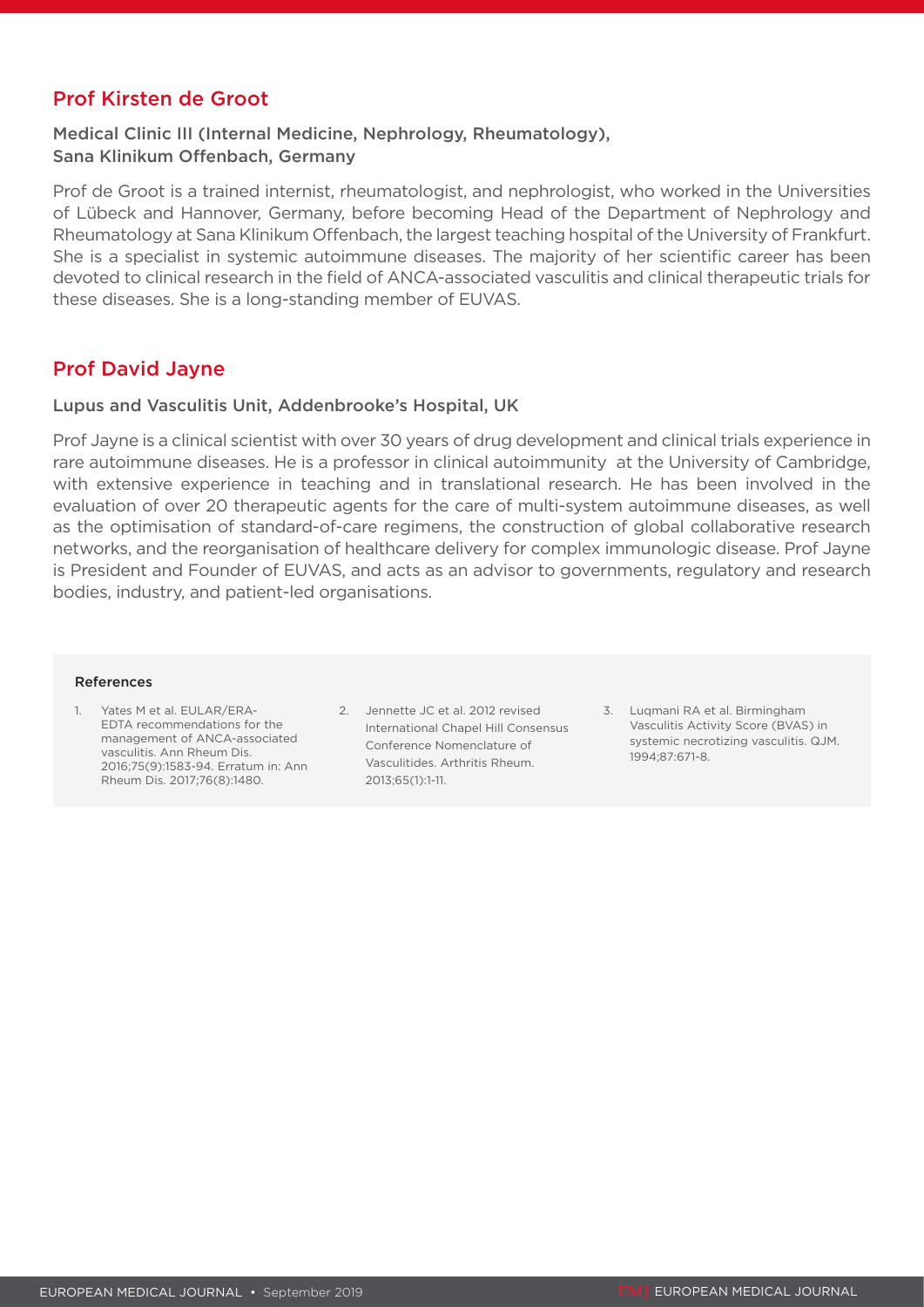## Prof Kirsten de Groot

### Medical Clinic III (Internal Medicine, Nephrology, Rheumatology), Sana Klinikum Offenbach, Germany

Prof de Groot is a trained internist, rheumatologist, and nephrologist, who worked in the Universities of Lübeck and Hannover, Germany, before becoming Head of the Department of Nephrology and Rheumatology at Sana Klinikum Offenbach, the largest teaching hospital of the University of Frankfurt. She is a specialist in systemic autoimmune diseases. The majority of her scientific career has been devoted to clinical research in the field of ANCA-associated vasculitis and clinical therapeutic trials for these diseases. She is a long-standing member of EUVAS.

## Prof David Jayne

### Lupus and Vasculitis Unit, Addenbrooke's Hospital, UK

Prof Jayne is a clinical scientist with over 30 years of drug development and clinical trials experience in rare autoimmune diseases. He is a professor in clinical autoimmunity at the University of Cambridge, with extensive experience in teaching and in translational research. He has been involved in the evaluation of over 20 therapeutic agents for the care of multi-system autoimmune diseases, as well as the optimisation of standard-of-care regimens, the construction of global collaborative research networks, and the reorganisation of healthcare delivery for complex immunologic disease. Prof Jayne is President and Founder of EUVAS, and acts as an advisor to governments, regulatory and research bodies, industry, and patient-led organisations.

#### References

1. Yates M et al. EULAR/ERA-EDTA recommendations for the management of ANCA-associated vasculitis. Ann Rheum Dis. 2016;75(9):1583-94. Erratum in: Ann Rheum Dis. 2017;76(8):1480.
2. Jennette JC et al. 2012 revised International Chapel Hill Consensus Conference Nomenclature of Vasculitides. Arthritis Rheum. 2013;65(1):1-11.
3. Luqmani RA et al. Birmingham Vasculitis Activity Score (BVAS) in systemic necrotizing vasculitis. QJM. 1994;87:671-8.